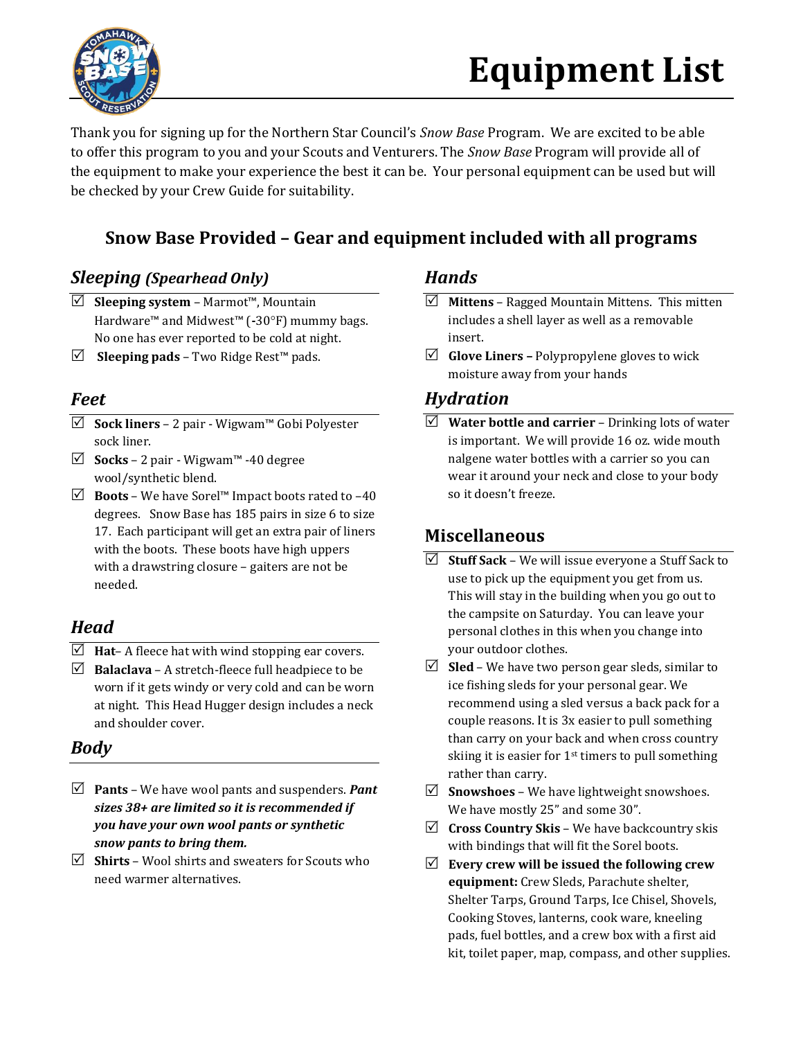# Equipment List

Thank you for signing up for the Northern Star Council's *Snow Base* Program. We are excited to be able to offer this program to you and your Scouts and Venturers. The *Snow Base* Program will provide all of the equipment to make your experience the best it can be. Your personal equipment can be used but will be checked by your Crew Guide for suitability.

## Snow Base Provided – Gear and equipment included with all programs

### *Sleeping (Spearhead Only)*

- ☑ **Sleeping system** – Marmot™, Mountain Hardware™ and Midwest™ (-30°F) mummy bags. No one has ever reported to be cold at night.
- ☑ **Sleeping pads** – Two Ridge Rest™ pads.

### *Feet*

- ☑ **Sock liners** – 2 pair - Wigwam™ Gobi Polyester sock liner.
- ☑ **Socks** – 2 pair - Wigwam™ -40 degree wool/synthetic blend.
- ☑ **Boots** – We have Sorel™ Impact boots rated to –40 degrees. Snow Base has 185 pairs in size 6 to size 17. Each participant will get an extra pair of liners with the boots. These boots have high uppers with a drawstring closure – gaiters are not be needed.

### *Head*

- ☑ **Hat**– A fleece hat with wind stopping ear covers.
- ☑ **Balaclava** – A stretch-fleece full headpiece to be worn if it gets windy or very cold and can be worn at night. This Head Hugger design includes a neck and shoulder cover.

### *Body*

- ☑ **Pants** – We have wool pants and suspenders. ***Pant sizes 38+ are limited so it is recommended if you have your own wool pants or synthetic snow pants to bring them.***
- ☑ **Shirts** – Wool shirts and sweaters for Scouts who need warmer alternatives.

### *Hands*

- ☑ **Mittens** – Ragged Mountain Mittens. This mitten includes a shell layer as well as a removable insert.
- ☑ **Glove Liners –** Polypropylene gloves to wick moisture away from your hands

### *Hydration*

- ☑ **Water bottle and carrier** – Drinking lots of water is important. We will provide 16 oz. wide mouth nalgene water bottles with a carrier so you can wear it around your neck and close to your body so it doesn't freeze.

### Miscellaneous

- ☑ **Stuff Sack** – We will issue everyone a Stuff Sack to use to pick up the equipment you get from us. This will stay in the building when you go out to the campsite on Saturday. You can leave your personal clothes in this when you change into your outdoor clothes.
- ☑ **Sled** – We have two person gear sleds, similar to ice fishing sleds for your personal gear. We recommend using a sled versus a back pack for a couple reasons. It is 3x easier to pull something than carry on your back and when cross country skiing it is easier for 1st timers to pull something rather than carry.
- ☑ **Snowshoes** – We have lightweight snowshoes. We have mostly 25" and some 30".
- ☑ **Cross Country Skis** – We have backcountry skis with bindings that will fit the Sorel boots.
- ☑ **Every crew will be issued the following crew equipment:** Crew Sleds, Parachute shelter, Shelter Tarps, Ground Tarps, Ice Chisel, Shovels, Cooking Stoves, lanterns, cook ware, kneeling pads, fuel bottles, and a crew box with a first aid kit, toilet paper, map, compass, and other supplies.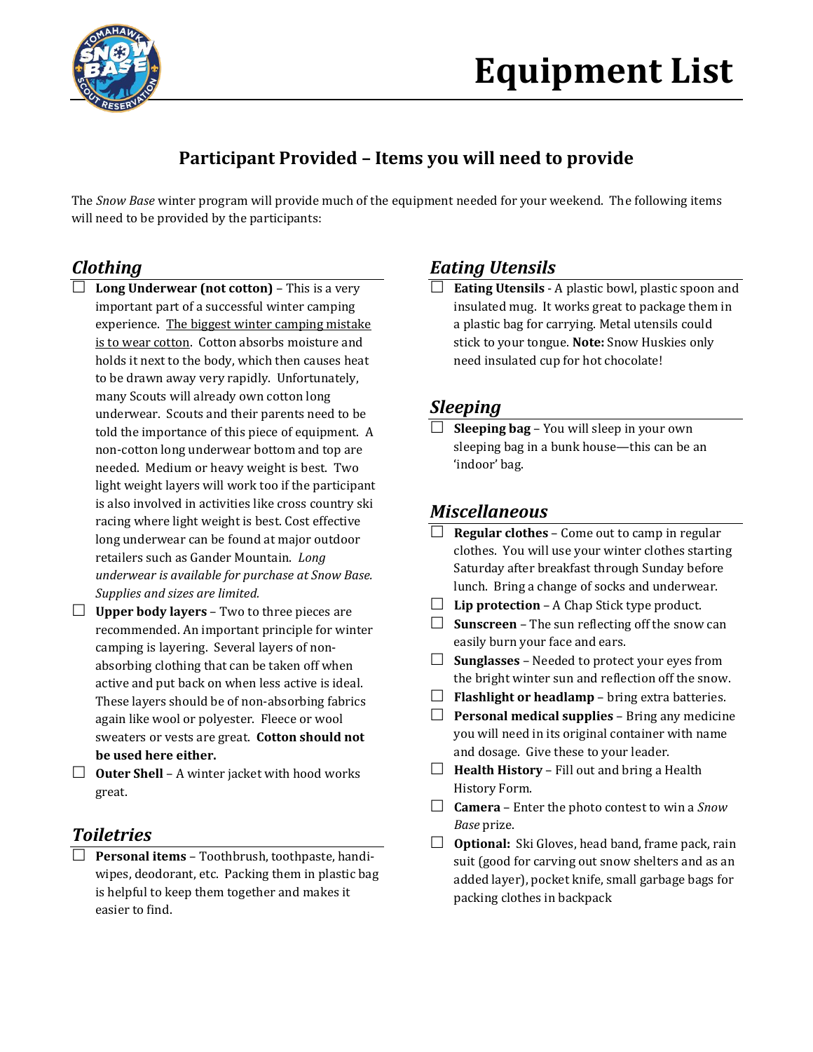# Equipment List

## Participant Provided – Items you will need to provide

The *Snow Base* winter program will provide much of the equipment needed for your weekend. The following items will need to be provided by the participants:

### *Clothing*

- ☐ **Long Underwear (not cotton)** – This is a very important part of a successful winter camping experience. The biggest winter camping mistake is to wear cotton. Cotton absorbs moisture and holds it next to the body, which then causes heat to be drawn away very rapidly. Unfortunately, many Scouts will already own cotton long underwear. Scouts and their parents need to be told the importance of this piece of equipment. A non-cotton long underwear bottom and top are needed. Medium or heavy weight is best. Two light weight layers will work too if the participant is also involved in activities like cross country ski racing where light weight is best. Cost effective long underwear can be found at major outdoor retailers such as Gander Mountain. *Long underwear is available for purchase at Snow Base. Supplies and sizes are limited.*
- ☐ **Upper body layers** – Two to three pieces are recommended. An important principle for winter camping is layering. Several layers of non-absorbing clothing that can be taken off when active and put back on when less active is ideal. These layers should be of non-absorbing fabrics again like wool or polyester. Fleece or wool sweaters or vests are great. **Cotton should not be used here either.**
- ☐ **Outer Shell** – A winter jacket with hood works great.

### *Toiletries*

- ☐ **Personal items** – Toothbrush, toothpaste, handi-wipes, deodorant, etc. Packing them in plastic bag is helpful to keep them together and makes it easier to find.

### *Eating Utensils*

- ☐ **Eating Utensils** - A plastic bowl, plastic spoon and insulated mug. It works great to package them in a plastic bag for carrying. Metal utensils could stick to your tongue. **Note:** Snow Huskies only need insulated cup for hot chocolate!

### *Sleeping*

- ☐ **Sleeping bag** – You will sleep in your own sleeping bag in a bunk house—this can be an 'indoor' bag.

### *Miscellaneous*

- ☐ **Regular clothes** – Come out to camp in regular clothes. You will use your winter clothes starting Saturday after breakfast through Sunday before lunch. Bring a change of socks and underwear.
- ☐ **Lip protection** – A Chap Stick type product.
- ☐ **Sunscreen** – The sun reflecting off the snow can easily burn your face and ears.
- ☐ **Sunglasses** – Needed to protect your eyes from the bright winter sun and reflection off the snow.
- ☐ **Flashlight or headlamp** – bring extra batteries.
- ☐ **Personal medical supplies** – Bring any medicine you will need in its original container with name and dosage. Give these to your leader.
- ☐ **Health History** – Fill out and bring a Health History Form.
- ☐ **Camera** – Enter the photo contest to win a *Snow Base* prize.
- ☐ **Optional:** Ski Gloves, head band, frame pack, rain suit (good for carving out snow shelters and as an added layer), pocket knife, small garbage bags for packing clothes in backpack